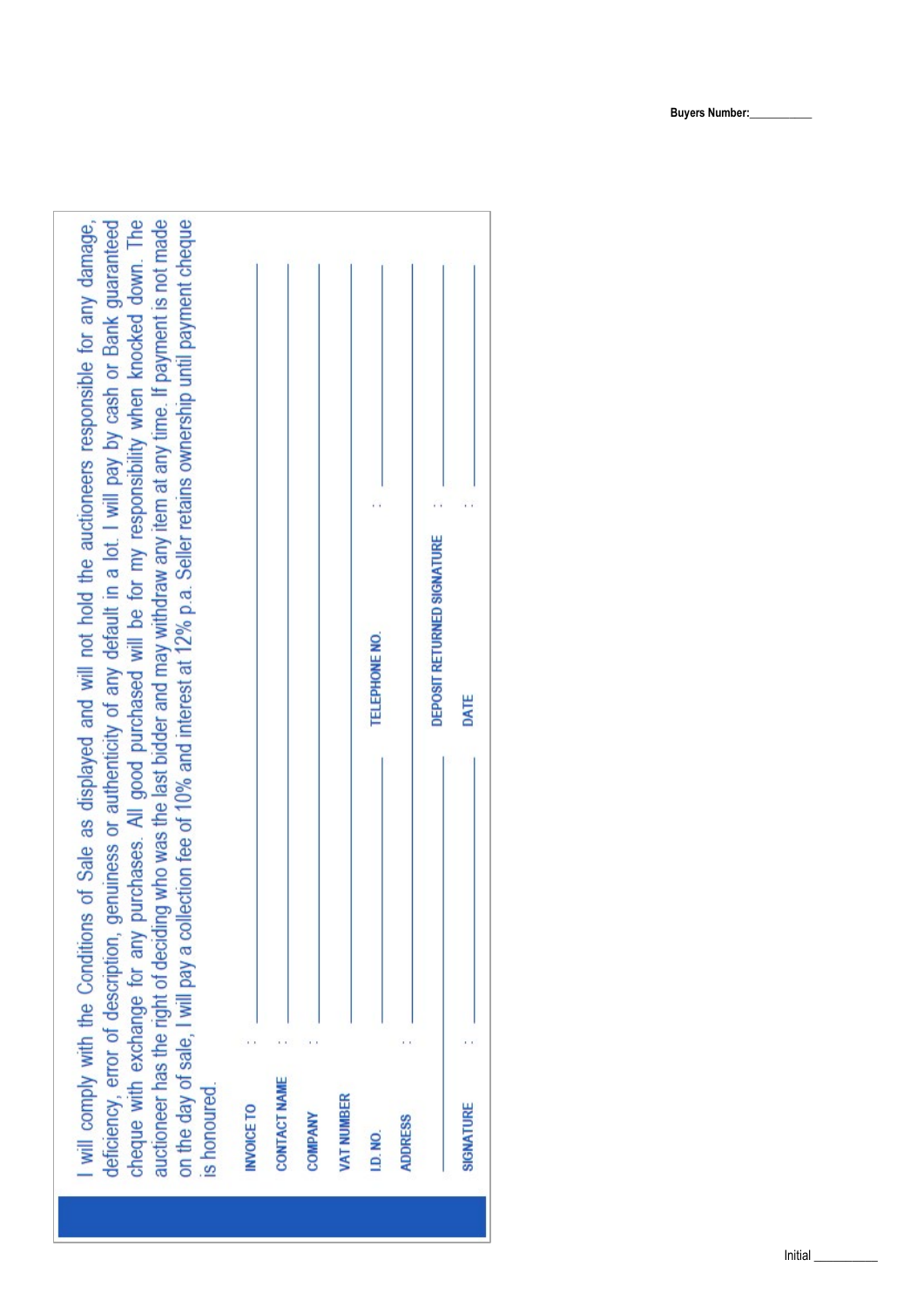**Buyers Number:**__________

I will comply with the Conditions of Sale as displayed and will not hold the auctioneers responsible for any damage, deficiency, error of description, genuineness or authenticity of any default in a lot. I will pay by cash or Bank guaranteed cheque with exchange for any purchases. All good purchased will be for my responsibility when knocked down. The auctioneer has the right of deciding who was the last bidder and may withdraw any item at any time. If payment is not made on the day of sale, I will pay a collection fee of 10% and interest at 12% p.a. Seller retains ownership until payment cheque is honoured.

INVOICE TO : ____________________

CONTACT NAME : ____________________

COMPANY : ____________________

VAT NUMBER ____________________

I.D. NO. ____________________ TELEPHONE NO. : ____________________

ADDRESS : ____________________

____________________ DEPOSIT RETURNED SIGNATURE : ____________________

SIGNATURE : ____________________ DATE : ____________________

Initial __________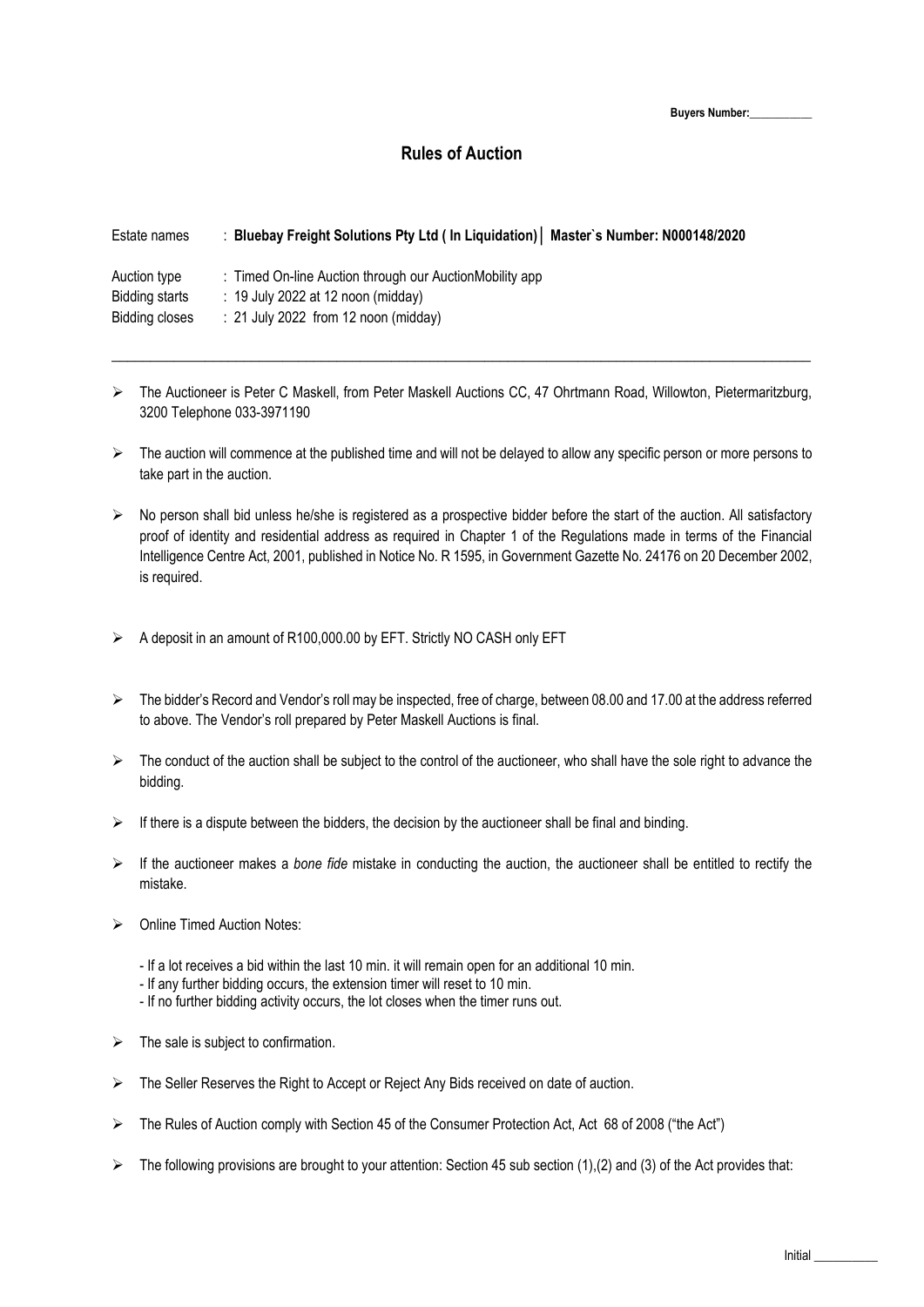Buyers Number:___________

# Rules of Auction

Estate names : **Bluebay Freight Solutions Pty Ltd ( In Liquidation)│ Master`s Number: N000148/2020**

Auction type : Timed On-line Auction through our AuctionMobility app
Bidding starts : 19 July 2022 at 12 noon (midday)
Bidding closes : 21 July 2022 from 12 noon (midday)

---

- The Auctioneer is Peter C Maskell, from Peter Maskell Auctions CC, 47 Ohrtmann Road, Willowton, Pietermaritzburg, 3200 Telephone 033-3971190

- The auction will commence at the published time and will not be delayed to allow any specific person or more persons to take part in the auction.

- No person shall bid unless he/she is registered as a prospective bidder before the start of the auction. All satisfactory proof of identity and residential address as required in Chapter 1 of the Regulations made in terms of the Financial Intelligence Centre Act, 2001, published in Notice No. R 1595, in Government Gazette No. 24176 on 20 December 2002, is required.

- A deposit in an amount of R100,000.00 by EFT. Strictly NO CASH only EFT

- The bidder's Record and Vendor's roll may be inspected, free of charge, between 08.00 and 17.00 at the address referred to above. The Vendor's roll prepared by Peter Maskell Auctions is final.

- The conduct of the auction shall be subject to the control of the auctioneer, who shall have the sole right to advance the bidding.

- If there is a dispute between the bidders, the decision by the auctioneer shall be final and binding.

- If the auctioneer makes a *bone fide* mistake in conducting the auction, the auctioneer shall be entitled to rectify the mistake.

- Online Timed Auction Notes:

  - If a lot receives a bid within the last 10 min. it will remain open for an additional 10 min.
  - If any further bidding occurs, the extension timer will reset to 10 min.
  - If no further bidding activity occurs, the lot closes when the timer runs out.

- The sale is subject to confirmation.

- The Seller Reserves the Right to Accept or Reject Any Bids received on date of auction.

- The Rules of Auction comply with Section 45 of the Consumer Protection Act, Act 68 of 2008 ("the Act")

- The following provisions are brought to your attention: Section 45 sub section (1),(2) and (3) of the Act provides that:

Initial __________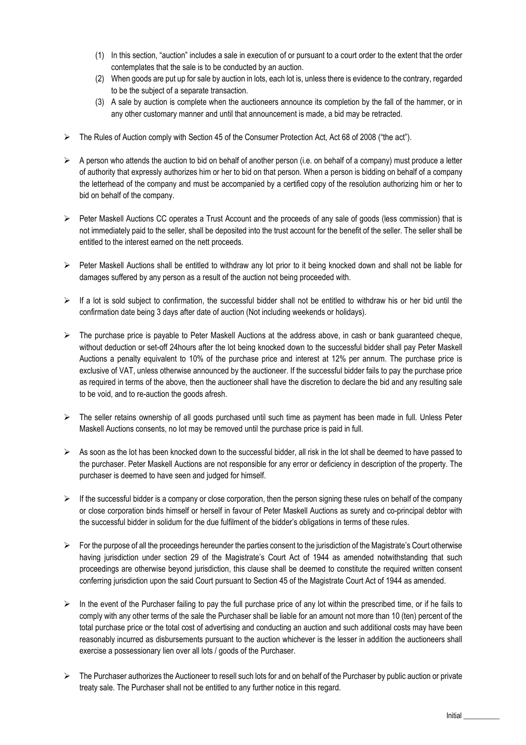(1) In this section, "auction" includes a sale in execution of or pursuant to a court order to the extent that the order contemplates that the sale is to be conducted by an auction.
(2) When goods are put up for sale by auction in lots, each lot is, unless there is evidence to the contrary, regarded to be the subject of a separate transaction.
(3) A sale by auction is complete when the auctioneers announce its completion by the fall of the hammer, or in any other customary manner and until that announcement is made, a bid may be retracted.

- The Rules of Auction comply with Section 45 of the Consumer Protection Act, Act 68 of 2008 ("the act").

- A person who attends the auction to bid on behalf of another person (i.e. on behalf of a company) must produce a letter of authority that expressly authorizes him or her to bid on that person. When a person is bidding on behalf of a company the letterhead of the company and must be accompanied by a certified copy of the resolution authorizing him or her to bid on behalf of the company.

- Peter Maskell Auctions CC operates a Trust Account and the proceeds of any sale of goods (less commission) that is not immediately paid to the seller, shall be deposited into the trust account for the benefit of the seller. The seller shall be entitled to the interest earned on the nett proceeds.

- Peter Maskell Auctions shall be entitled to withdraw any lot prior to it being knocked down and shall not be liable for damages suffered by any person as a result of the auction not being proceeded with.

- If a lot is sold subject to confirmation, the successful bidder shall not be entitled to withdraw his or her bid until the confirmation date being 3 days after date of auction (Not including weekends or holidays).

- The purchase price is payable to Peter Maskell Auctions at the address above, in cash or bank guaranteed cheque, without deduction or set-off 24hours after the lot being knocked down to the successful bidder shall pay Peter Maskell Auctions a penalty equivalent to 10% of the purchase price and interest at 12% per annum. The purchase price is exclusive of VAT, unless otherwise announced by the auctioneer. If the successful bidder fails to pay the purchase price as required in terms of the above, then the auctioneer shall have the discretion to declare the bid and any resulting sale to be void, and to re-auction the goods afresh.

- The seller retains ownership of all goods purchased until such time as payment has been made in full. Unless Peter Maskell Auctions consents, no lot may be removed until the purchase price is paid in full.

- As soon as the lot has been knocked down to the successful bidder, all risk in the lot shall be deemed to have passed to the purchaser. Peter Maskell Auctions are not responsible for any error or deficiency in description of the property. The purchaser is deemed to have seen and judged for himself.

- If the successful bidder is a company or close corporation, then the person signing these rules on behalf of the company or close corporation binds himself or herself in favour of Peter Maskell Auctions as surety and co-principal debtor with the successful bidder in solidum for the due fulfilment of the bidder's obligations in terms of these rules.

- For the purpose of all the proceedings hereunder the parties consent to the jurisdiction of the Magistrate's Court otherwise having jurisdiction under section 29 of the Magistrate's Court Act of 1944 as amended notwithstanding that such proceedings are otherwise beyond jurisdiction, this clause shall be deemed to constitute the required written consent conferring jurisdiction upon the said Court pursuant to Section 45 of the Magistrate Court Act of 1944 as amended.

- In the event of the Purchaser failing to pay the full purchase price of any lot within the prescribed time, or if he fails to comply with any other terms of the sale the Purchaser shall be liable for an amount not more than 10 (ten) percent of the total purchase price or the total cost of advertising and conducting an auction and such additional costs may have been reasonably incurred as disbursements pursuant to the auction whichever is the lesser in addition the auctioneers shall exercise a possessionary lien over all lots / goods of the Purchaser.

- The Purchaser authorizes the Auctioneer to resell such lots for and on behalf of the Purchaser by public auction or private treaty sale. The Purchaser shall not be entitled to any further notice in this regard.

Initial __________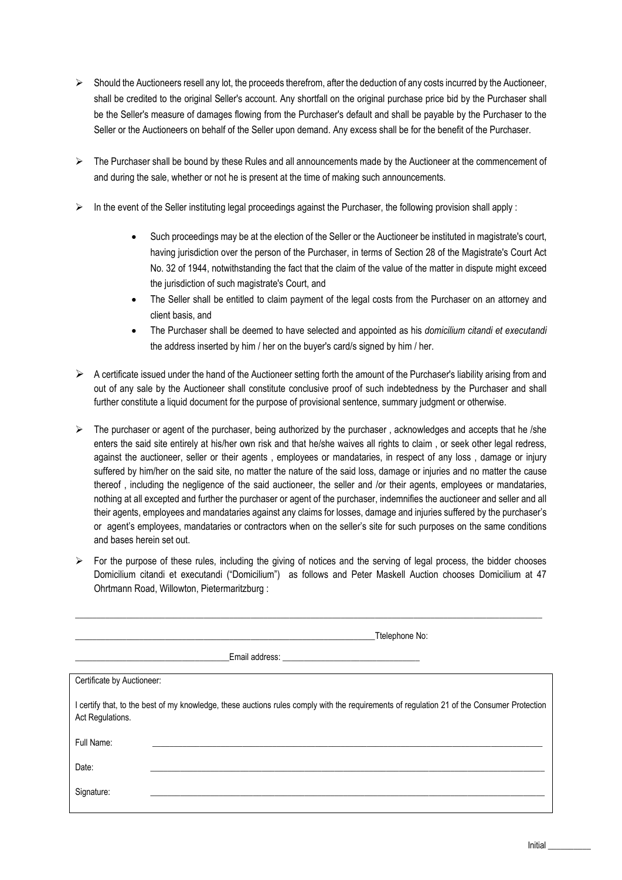- Should the Auctioneers resell any lot, the proceeds therefrom, after the deduction of any costs incurred by the Auctioneer, shall be credited to the original Seller's account. Any shortfall on the original purchase price bid by the Purchaser shall be the Seller's measure of damages flowing from the Purchaser's default and shall be payable by the Purchaser to the Seller or the Auctioneers on behalf of the Seller upon demand. Any excess shall be for the benefit of the Purchaser.

- The Purchaser shall be bound by these Rules and all announcements made by the Auctioneer at the commencement of and during the sale, whether or not he is present at the time of making such announcements.

- In the event of the Seller instituting legal proceedings against the Purchaser, the following provision shall apply :

    - Such proceedings may be at the election of the Seller or the Auctioneer be instituted in magistrate's court, having jurisdiction over the person of the Purchaser, in terms of Section 28 of the Magistrate's Court Act No. 32 of 1944, notwithstanding the fact that the claim of the value of the matter in dispute might exceed the jurisdiction of such magistrate's Court, and
    - The Seller shall be entitled to claim payment of the legal costs from the Purchaser on an attorney and client basis, and
    - The Purchaser shall be deemed to have selected and appointed as his *domicilium citandi et executandi* the address inserted by him / her on the buyer's card/s signed by him / her.

- A certificate issued under the hand of the Auctioneer setting forth the amount of the Purchaser's liability arising from and out of any sale by the Auctioneer shall constitute conclusive proof of such indebtedness by the Purchaser and shall further constitute a liquid document for the purpose of provisional sentence, summary judgment or otherwise.

- The purchaser or agent of the purchaser, being authorized by the purchaser , acknowledges and accepts that he /she enters the said site entirely at his/her own risk and that he/she waives all rights to claim , or seek other legal redress, against the auctioneer, seller or their agents , employees or mandataries, in respect of any loss , damage or injury suffered by him/her on the said site, no matter the nature of the said loss, damage or injuries and no matter the cause thereof , including the negligence of the said auctioneer, the seller and /or their agents, employees or mandataries, nothing at all excepted and further the purchaser or agent of the purchaser, indemnifies the auctioneer and seller and all their agents, employees and mandataries against any claims for losses, damage and injuries suffered by the purchaser's or agent's employees, mandataries or contractors when on the seller's site for such purposes on the same conditions and bases herein set out.

- For the purpose of these rules, including the giving of notices and the serving of legal process, the bidder chooses Domicilium citandi et executandi ("Domicilium") as follows and Peter Maskell Auction chooses Domicilium at 47 Ohrtmann Road, Willowton, Pietermaritzburg :

_______________________________________________________________________________________________

_____________________________________________________________________Ttelephone No:

___________________________________Email address: ________________________________

| Certificate by Auctioneer: | |
|---|---|
| I certify that, to the best of my knowledge, these auctions rules comply with the requirements of regulation 21 of the Consumer Protection Act Regulations. | |
| Full Name: | ______________________________ |
| Date: | ______________________________ |
| Signature: | ______________________________ |

Initial __________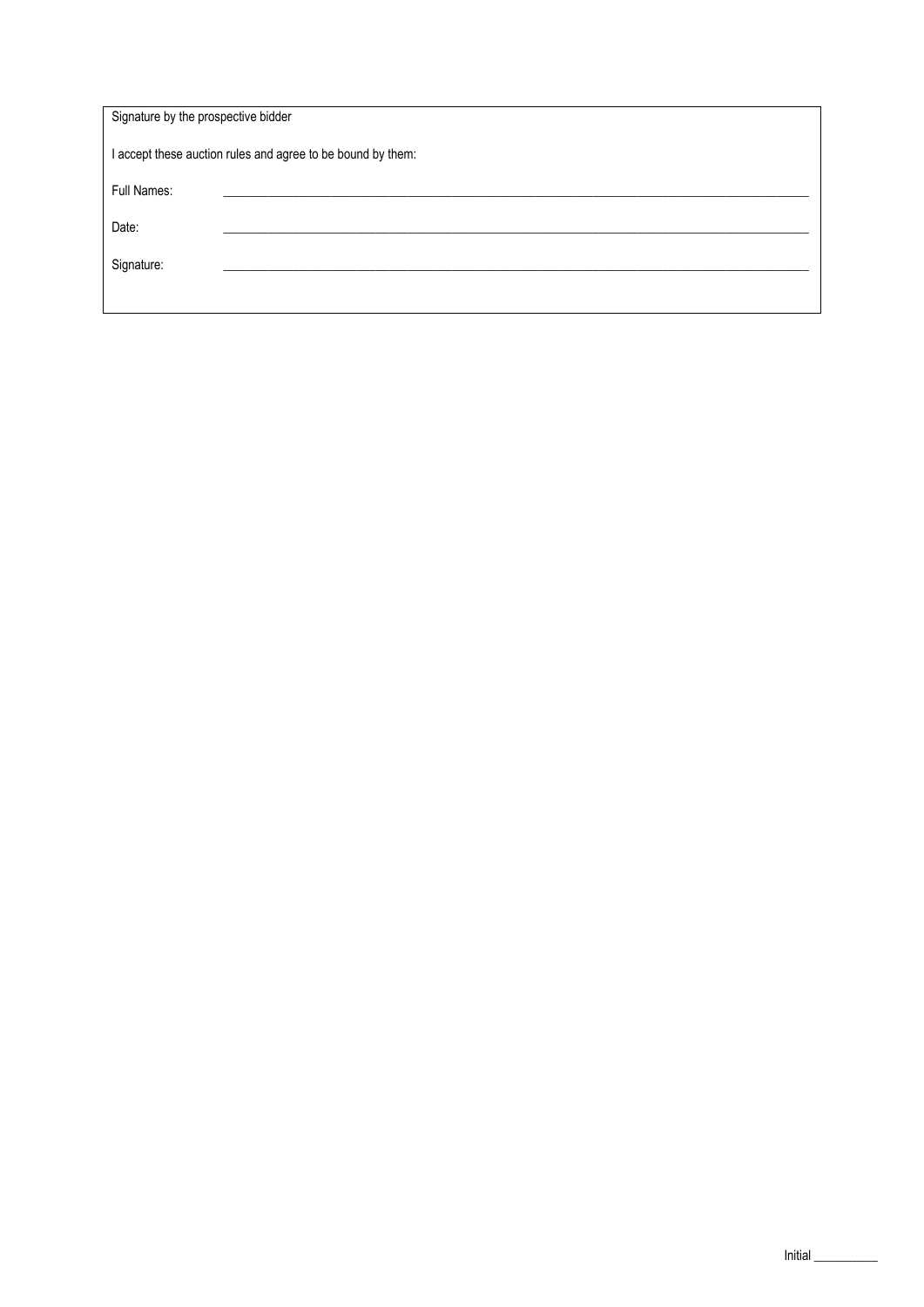Signature by the prospective bidder

I accept these auction rules and agree to be bound by them:

Full Names: ______________________________________________________________________________

Date: ______________________________________________________________________________

Signature: ______________________________________________________________________________

Initial __________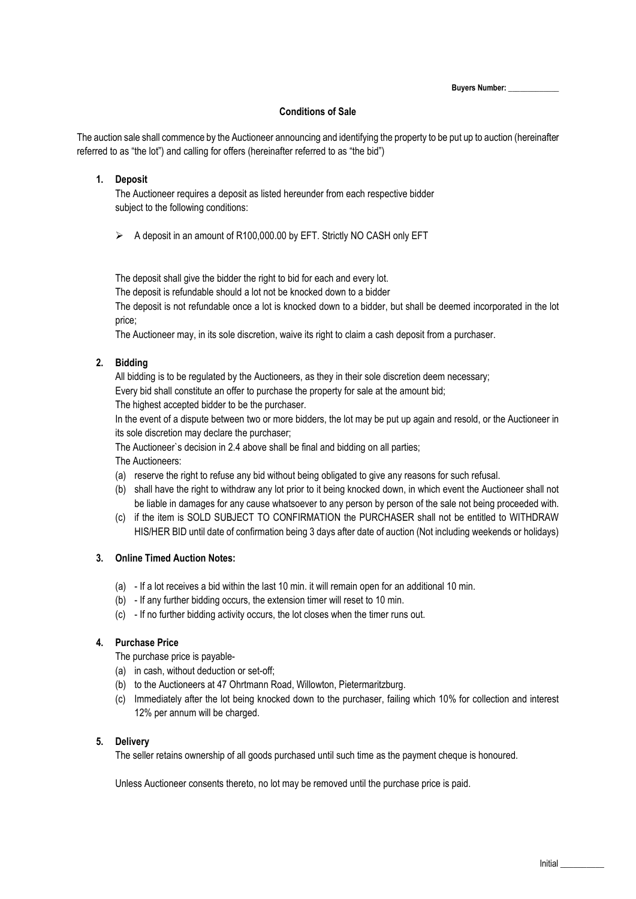Buyers Number: _____________

## Conditions of Sale

The auction sale shall commence by the Auctioneer announcing and identifying the property to be put up to auction (hereinafter referred to as "the lot") and calling for offers (hereinafter referred to as "the bid")

### 1. Deposit

The Auctioneer requires a deposit as listed hereunder from each respective bidder subject to the following conditions:

- A deposit in an amount of R100,000.00 by EFT. Strictly NO CASH only EFT

The deposit shall give the bidder the right to bid for each and every lot.

The deposit is refundable should a lot not be knocked down to a bidder

The deposit is not refundable once a lot is knocked down to a bidder, but shall be deemed incorporated in the lot price;

The Auctioneer may, in its sole discretion, waive its right to claim a cash deposit from a purchaser.

### 2. Bidding

All bidding is to be regulated by the Auctioneers, as they in their sole discretion deem necessary;

Every bid shall constitute an offer to purchase the property for sale at the amount bid;

The highest accepted bidder to be the purchaser.

In the event of a dispute between two or more bidders, the lot may be put up again and resold, or the Auctioneer in its sole discretion may declare the purchaser;

The Auctioneer`s decision in 2.4 above shall be final and bidding on all parties;

The Auctioneers:

(a) reserve the right to refuse any bid without being obligated to give any reasons for such refusal.

(b) shall have the right to withdraw any lot prior to it being knocked down, in which event the Auctioneer shall not be liable in damages for any cause whatsoever to any person by person of the sale not being proceeded with.

(c) if the item is SOLD SUBJECT TO CONFIRMATION the PURCHASER shall not be entitled to WITHDRAW HIS/HER BID until date of confirmation being 3 days after date of auction (Not including weekends or holidays)

### 3. Online Timed Auction Notes:

(a) - If a lot receives a bid within the last 10 min. it will remain open for an additional 10 min.

(b) - If any further bidding occurs, the extension timer will reset to 10 min.

(c) - If no further bidding activity occurs, the lot closes when the timer runs out.

### 4. Purchase Price

The purchase price is payable-

(a) in cash, without deduction or set-off;

(b) to the Auctioneers at 47 Ohrtmann Road, Willowton, Pietermaritzburg.

(c) Immediately after the lot being knocked down to the purchaser, failing which 10% for collection and interest 12% per annum will be charged.

### 5. Delivery

The seller retains ownership of all goods purchased until such time as the payment cheque is honoured.

Unless Auctioneer consents thereto, no lot may be removed until the purchase price is paid.

Initial __________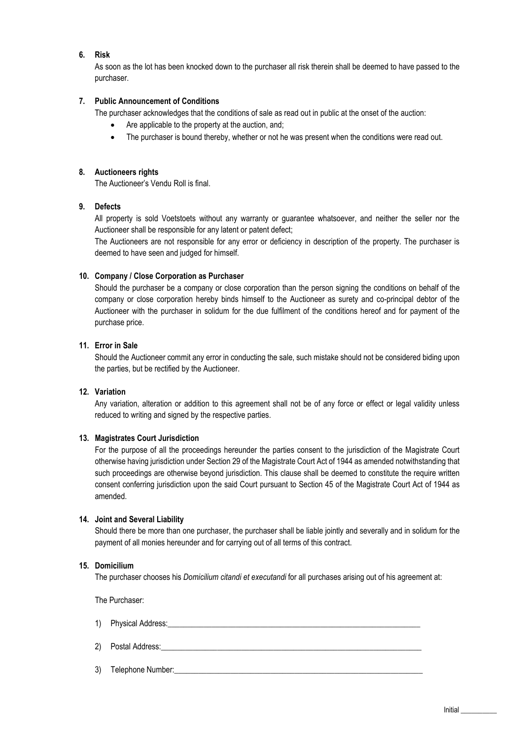**6. Risk**

As soon as the lot has been knocked down to the purchaser all risk therein shall be deemed to have passed to the purchaser.

**7. Public Announcement of Conditions**

The purchaser acknowledges that the conditions of sale as read out in public at the onset of the auction:

- Are applicable to the property at the auction, and;
- The purchaser is bound thereby, whether or not he was present when the conditions were read out.

**8. Auctioneers rights**

The Auctioneer's Vendu Roll is final.

**9. Defects**

All property is sold Voetstoets without any warranty or guarantee whatsoever, and neither the seller nor the Auctioneer shall be responsible for any latent or patent defect;

The Auctioneers are not responsible for any error or deficiency in description of the property. The purchaser is deemed to have seen and judged for himself.

**10. Company / Close Corporation as Purchaser**

Should the purchaser be a company or close corporation than the person signing the conditions on behalf of the company or close corporation hereby binds himself to the Auctioneer as surety and co-principal debtor of the Auctioneer with the purchaser in solidum for the due fulfilment of the conditions hereof and for payment of the purchase price.

**11. Error in Sale**

Should the Auctioneer commit any error in conducting the sale, such mistake should not be considered biding upon the parties, but be rectified by the Auctioneer.

**12. Variation**

Any variation, alteration or addition to this agreement shall not be of any force or effect or legal validity unless reduced to writing and signed by the respective parties.

**13. Magistrates Court Jurisdiction**

For the purpose of all the proceedings hereunder the parties consent to the jurisdiction of the Magistrate Court otherwise having jurisdiction under Section 29 of the Magistrate Court Act of 1944 as amended notwithstanding that such proceedings are otherwise beyond jurisdiction. This clause shall be deemed to constitute the require written consent conferring jurisdiction upon the said Court pursuant to Section 45 of the Magistrate Court Act of 1944 as amended.

**14. Joint and Several Liability**

Should there be more than one purchaser, the purchaser shall be liable jointly and severally and in solidum for the payment of all monies hereunder and for carrying out of all terms of this contract.

**15. Domicilium**

The purchaser chooses his *Domicilium citandi et executandi* for all purchases arising out of his agreement at:

The Purchaser:

1) Physical Address:_______________________________________________________________

2) Postal Address:_________________________________________________________________

3) Telephone Number:______________________________________________________________

Initial __________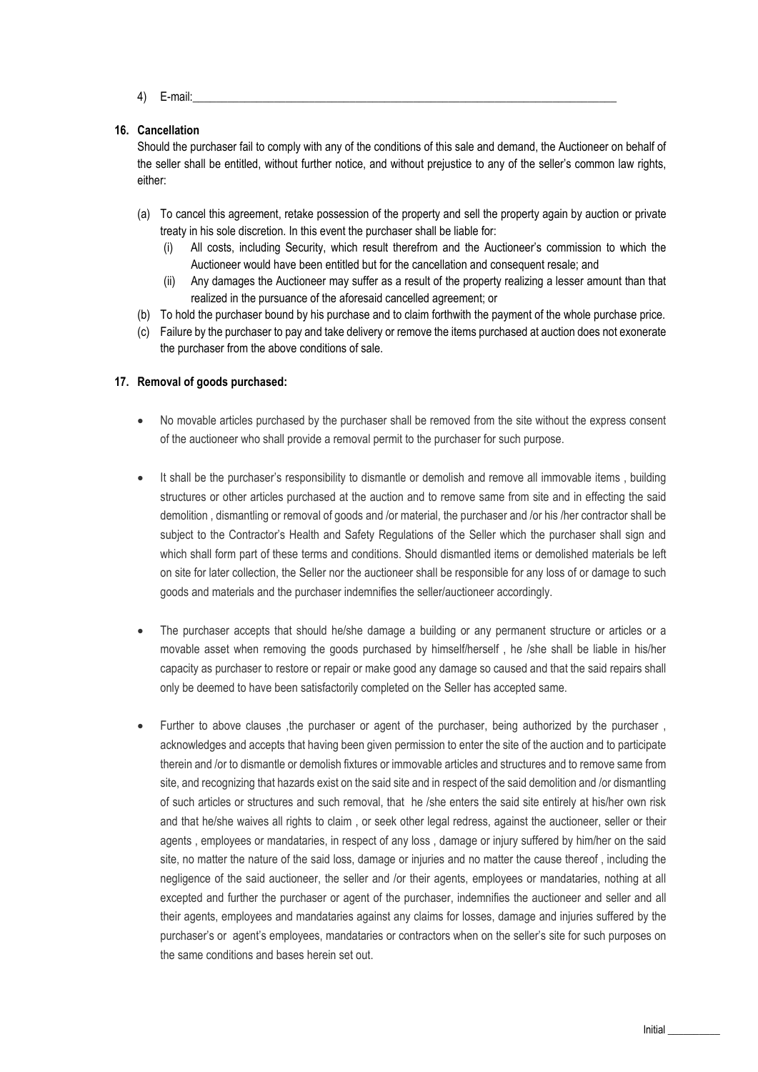4) E-mail:\_\_\_\_\_\_\_\_\_\_\_\_\_\_\_\_\_\_\_\_\_\_\_\_\_\_\_\_\_\_\_\_\_\_\_\_\_\_\_\_\_\_\_\_\_\_\_\_\_\_\_\_\_\_\_\_\_\_\_\_\_\_\_\_\_\_\_\_\_\_\_\_\_\_\_\_

**16. Cancellation**

Should the purchaser fail to comply with any of the conditions of this sale and demand, the Auctioneer on behalf of the seller shall be entitled, without further notice, and without prejustice to any of the seller's common law rights, either:

(a) To cancel this agreement, retake possession of the property and sell the property again by auction or private treaty in his sole discretion. In this event the purchaser shall be liable for:

  (i) All costs, including Security, which result therefrom and the Auctioneer's commission to which the Auctioneer would have been entitled but for the cancellation and consequent resale; and

  (ii) Any damages the Auctioneer may suffer as a result of the property realizing a lesser amount than that realized in the pursuance of the aforesaid cancelled agreement; or

(b) To hold the purchaser bound by his purchase and to claim forthwith the payment of the whole purchase price.

(c) Failure by the purchaser to pay and take delivery or remove the items purchased at auction does not exonerate the purchaser from the above conditions of sale.

**17. Removal of goods purchased:**

- No movable articles purchased by the purchaser shall be removed from the site without the express consent of the auctioneer who shall provide a removal permit to the purchaser for such purpose.

- It shall be the purchaser's responsibility to dismantle or demolish and remove all immovable items , building structures or other articles purchased at the auction and to remove same from site and in effecting the said demolition , dismantling or removal of goods and /or material, the purchaser and /or his /her contractor shall be subject to the Contractor's Health and Safety Regulations of the Seller which the purchaser shall sign and which shall form part of these terms and conditions. Should dismantled items or demolished materials be left on site for later collection, the Seller nor the auctioneer shall be responsible for any loss of or damage to such goods and materials and the purchaser indemnifies the seller/auctioneer accordingly.

- The purchaser accepts that should he/she damage a building or any permanent structure or articles or a movable asset when removing the goods purchased by himself/herself , he /she shall be liable in his/her capacity as purchaser to restore or repair or make good any damage so caused and that the said repairs shall only be deemed to have been satisfactorily completed on the Seller has accepted same.

- Further to above clauses ,the purchaser or agent of the purchaser, being authorized by the purchaser , acknowledges and accepts that having been given permission to enter the site of the auction and to participate therein and /or to dismantle or demolish fixtures or immovable articles and structures and to remove same from site, and recognizing that hazards exist on the said site and in respect of the said demolition and /or dismantling of such articles or structures and such removal, that he /she enters the said site entirely at his/her own risk and that he/she waives all rights to claim , or seek other legal redress, against the auctioneer, seller or their agents , employees or mandataries, in respect of any loss , damage or injury suffered by him/her on the said site, no matter the nature of the said loss, damage or injuries and no matter the cause thereof , including the negligence of the said auctioneer, the seller and /or their agents, employees or mandataries, nothing at all excepted and further the purchaser or agent of the purchaser, indemnifies the auctioneer and seller and all their agents, employees and mandataries against any claims for losses, damage and injuries suffered by the purchaser's or agent's employees, mandataries or contractors when on the seller's site for such purposes on the same conditions and bases herein set out.

Initial \_\_\_\_\_\_\_\_\_\_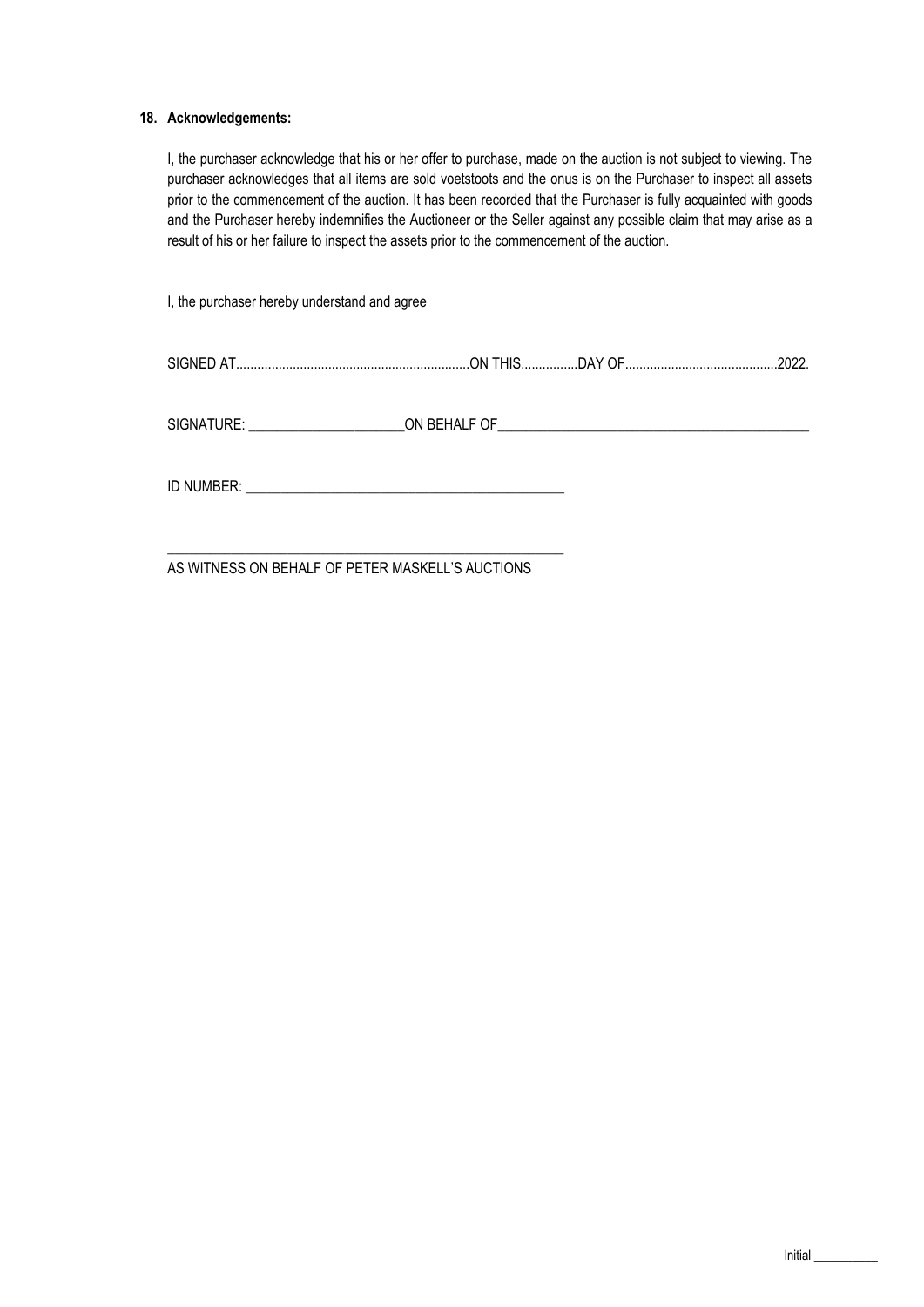**18. Acknowledgements:**

I, the purchaser acknowledge that his or her offer to purchase, made on the auction is not subject to viewing. The purchaser acknowledges that all items are sold voetstoots and the onus is on the Purchaser to inspect all assets prior to the commencement of the auction. It has been recorded that the Purchaser is fully acquainted with goods and the Purchaser hereby indemnifies the Auctioneer or the Seller against any possible claim that may arise as a result of his or her failure to inspect the assets prior to the commencement of the auction.

I, the purchaser hereby understand and agree

SIGNED AT.................................................................ON THIS...............DAY OF..........................................2022.

SIGNATURE: ______________________ON BEHALF OF_____________________________________________

ID NUMBER: ______________________________________________

_________________________________________________________
AS WITNESS ON BEHALF OF PETER MASKELL'S AUCTIONS

Initial __________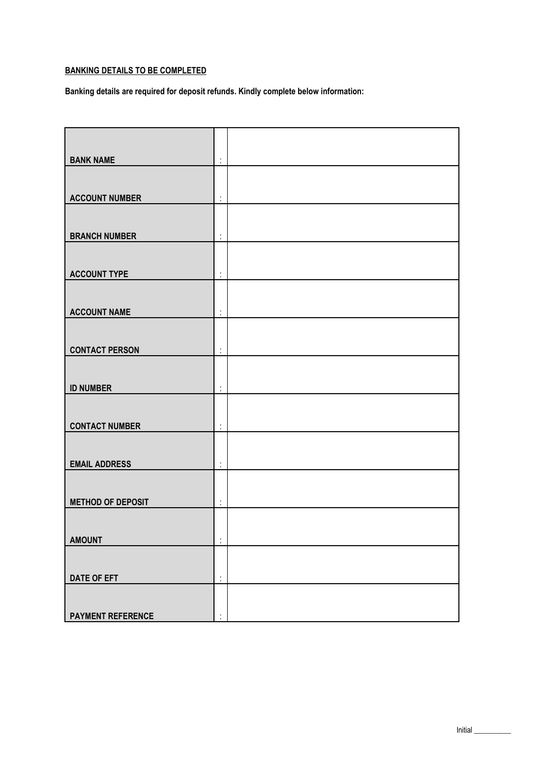**BANKING DETAILS TO BE COMPLETED**

**Banking details are required for deposit refunds. Kindly complete below information:**

| | | |
|---|---|---|
| **BANK NAME** | : | |
| **ACCOUNT NUMBER** | : | |
| **BRANCH NUMBER** | : | |
| **ACCOUNT TYPE** | : | |
| **ACCOUNT NAME** | : | |
| **CONTACT PERSON** | : | |
| **ID NUMBER** | : | |
| **CONTACT NUMBER** | : | |
| **EMAIL ADDRESS** | : | |
| **METHOD OF DEPOSIT** | : | |
| **AMOUNT** | : | |
| **DATE OF EFT** | : | |
| **PAYMENT REFERENCE** | : | |

Initial __________